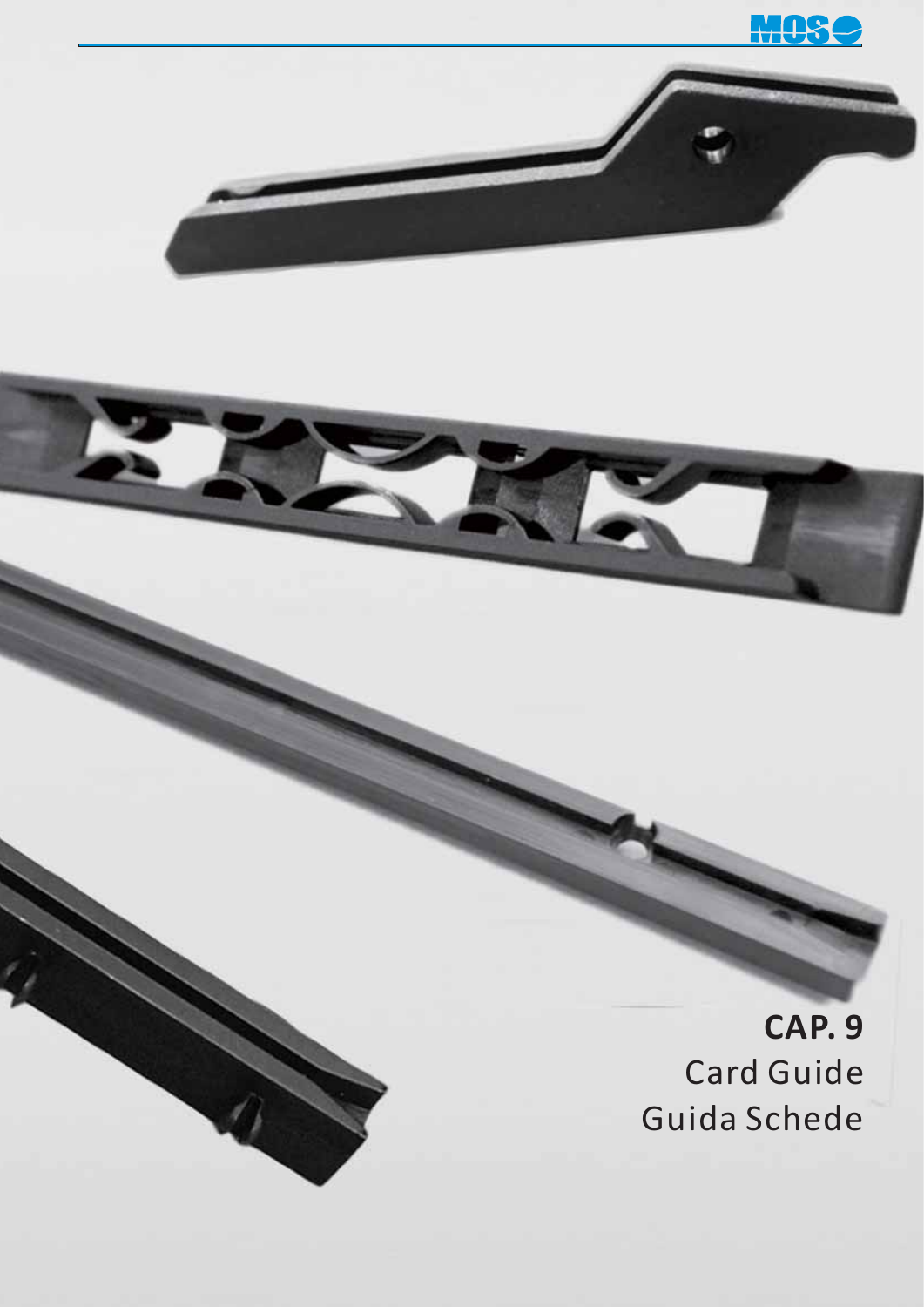# CAP. 9

Card Guide

Guida Schede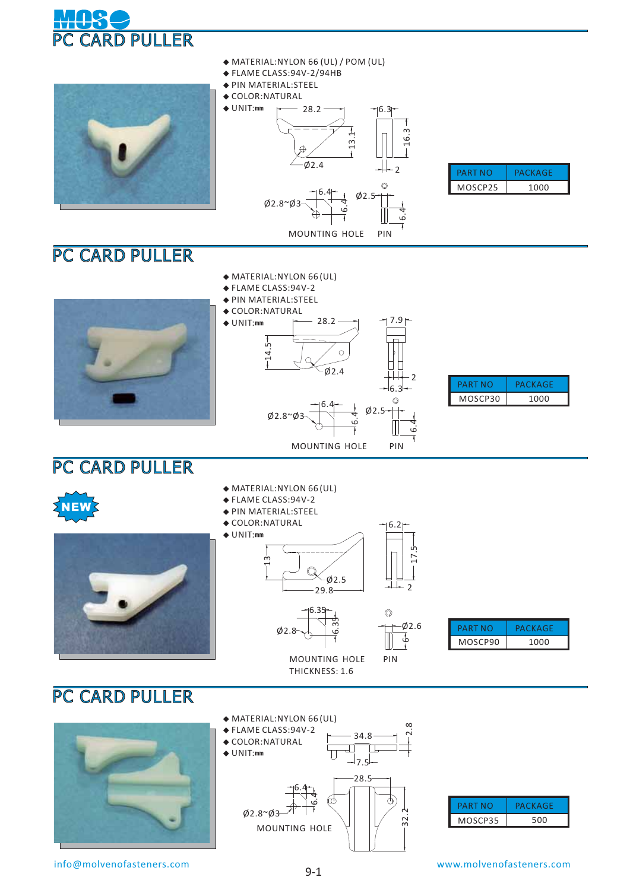# PC CARD PULLER

- MATERIAL:NYLON 66 (UL) / POM (UL)
- FLAME CLASS:94V-2/94HB
- PIN MATERIAL:STEEL
- COLOR:NATURAL
- UNIT:mm

| PART NO | PACKAGE |
| --- | --- |
| MOSCP25 | 1000 |

# PC CARD PULLER

- MATERIAL:NYLON 66 (UL)
- FLAME CLASS:94V-2
- PIN MATERIAL:STEEL
- COLOR:NATURAL
- UNIT:mm

| PART NO | PACKAGE |
| --- | --- |
| MOSCP30 | 1000 |

# PC CARD PULLER

NEW

- MATERIAL:NYLON 66 (UL)
- FLAME CLASS:94V-2
- PIN MATERIAL:STEEL
- COLOR:NATURAL
- UNIT:mm

MOUNTING HOLE THICKNESS: 1.6

| PART NO | PACKAGE |
| --- | --- |
| MOSCP90 | 1000 |

# PC CARD PULLER

- MATERIAL:NYLON 66 (UL)
- FLAME CLASS:94V-2
- COLOR:NATURAL
- UNIT:mm

| PART NO | PACKAGE |
| --- | --- |
| MOSCP35 | 500 |

info@molvenofasteners.com www.molvenofasteners.com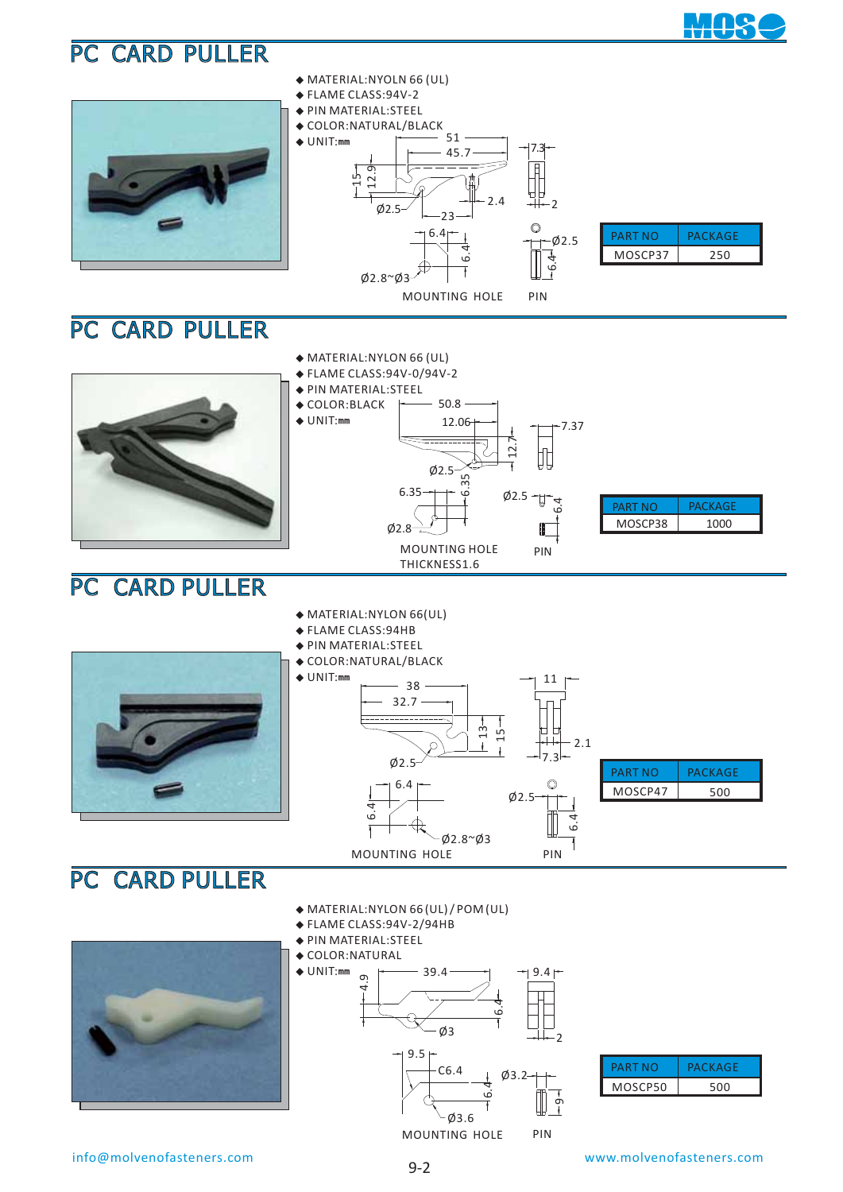## PC CARD PULLER

- MATERIAL:NYOLN 66 (UL)
- FLAME CLASS:94V-2
- PIN MATERIAL:STEEL
- COLOR:NATURAL/BLACK
- UNIT:mm

MOUNTING HOLE PIN

| PART NO | PACKAGE |
|---|---|
| MOSCP37 | 250 |

## PC CARD PULLER

- MATERIAL:NYLON 66 (UL)
- FLAME CLASS:94V-0/94V-2
- PIN MATERIAL:STEEL
- COLOR:BLACK
- UNIT:mm

MOUNTING HOLE
THICKNESS1.6
PIN

| PART NO | PACKAGE |
|---|---|
| MOSCP38 | 1000 |

## PC CARD PULLER

- MATERIAL:NYLON 66(UL)
- FLAME CLASS:94HB
- PIN MATERIAL:STEEL
- COLOR:NATURAL/BLACK
- UNIT:mm

MOUNTING HOLE PIN

| PART NO | PACKAGE |
|---|---|
| MOSCP47 | 500 |

## PC CARD PULLER

- MATERIAL:NYLON 66 (UL) / POM (UL)
- FLAME CLASS:94V-2/94HB
- PIN MATERIAL:STEEL
- COLOR:NATURAL
- UNIT:mm

MOUNTING HOLE PIN

| PART NO | PACKAGE |
|---|---|
| MOSCP50 | 500 |

info@molvenofasteners.com www.molvenofasteners.com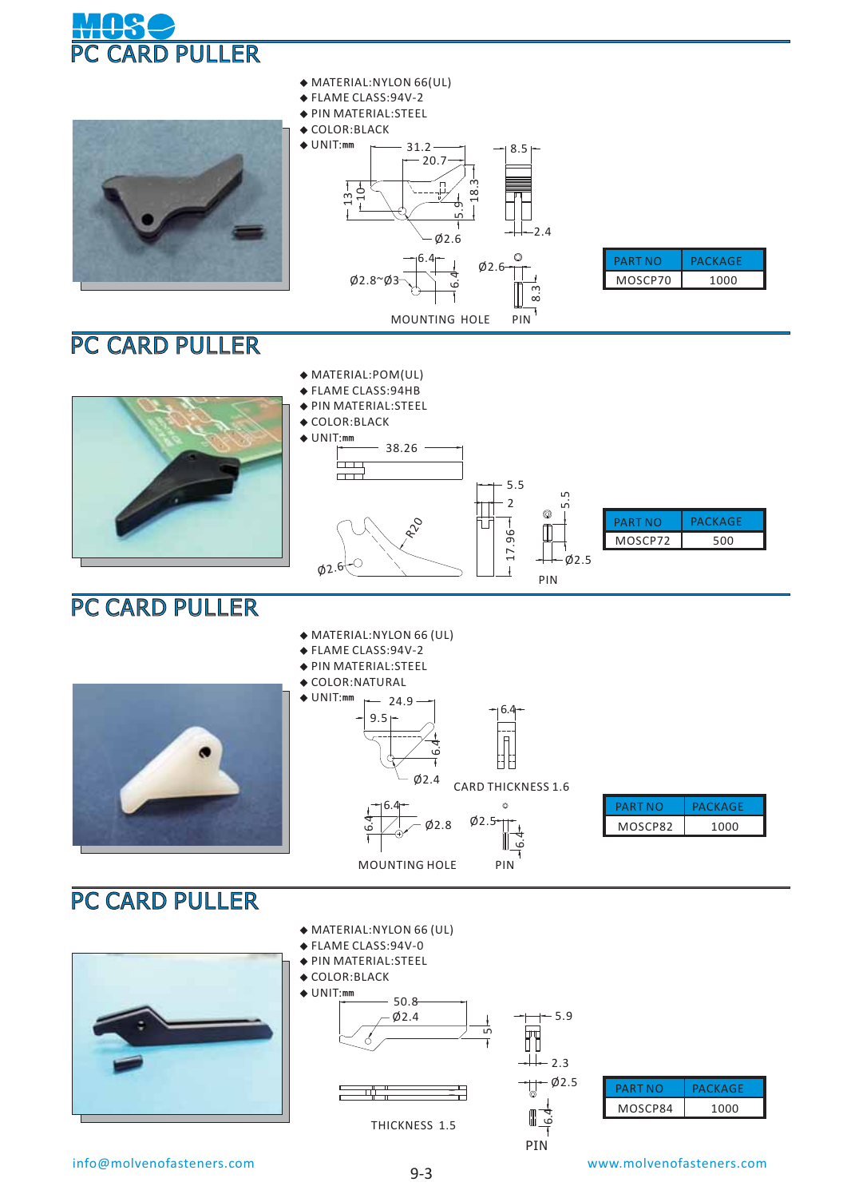# PC CARD PULLER

- MATERIAL:NYLON 66(UL)
- FLAME CLASS:94V-2
- PIN MATERIAL:STEEL
- COLOR:BLACK
- UNIT:mm

31.2, 20.7, 13, 10, 18.3, 5.9, Ø2.6, 8.5, 2.4

6.4, Ø2.8~Ø3, 6.4, Ø2.6, 8.3

MOUNTING HOLE PIN

| PART NO | PACKAGE |
| --- | --- |
| MOSCP70 | 1000 |

# PC CARD PULLER

- MATERIAL:POM(UL)
- FLAME CLASS:94HB
- PIN MATERIAL:STEEL
- COLOR:BLACK
- UNIT:mm

38.26, 5.5, 2, 5.5, R20, 17.96, Ø2.6, Ø2.5

PIN

| PART NO | PACKAGE |
| --- | --- |
| MOSCP72 | 500 |

# PC CARD PULLER

- MATERIAL:NYLON 66 (UL)
- FLAME CLASS:94V-2
- PIN MATERIAL:STEEL
- COLOR:NATURAL
- UNIT:mm

24.9, 9.5, 6.4, Ø2.4, 6.4

CARD THICKNESS 1.6

6.4, 6.4, Ø2.8, Ø2.5, 6.4

MOUNTING HOLE PIN

| PART NO | PACKAGE |
| --- | --- |
| MOSCP82 | 1000 |

# PC CARD PULLER

- MATERIAL:NYLON 66 (UL)
- FLAME CLASS:94V-0
- PIN MATERIAL:STEEL
- COLOR:BLACK
- UNIT:mm

50.8, Ø2.4, 5, 5.9, 2.3, Ø2.5, 6.4

THICKNESS 1.5

PIN

| PART NO | PACKAGE |
| --- | --- |
| MOSCP84 | 1000 |

info@molvenofasteners.com www.molvenofasteners.com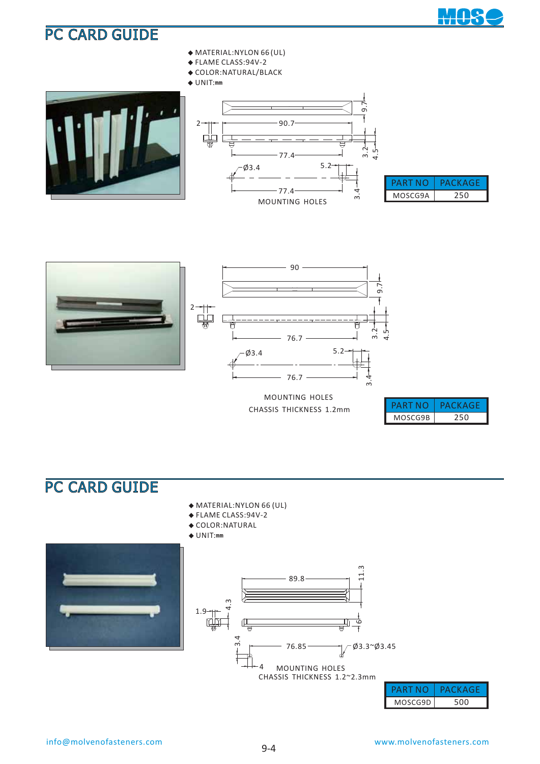# PC CARD GUIDE

- MATERIAL:NYLON 66 (UL)
- FLAME CLASS:94V-2
- COLOR:NATURAL/BLACK
- UNIT:mm

MOUNTING HOLES

| PART NO | PACKAGE |
|---|---|
| MOSCG9A | 250 |

MOUNTING HOLES

CHASSIS THICKNESS 1.2mm

| PART NO | PACKAGE |
|---|---|
| MOSCG9B | 250 |

# PC CARD GUIDE

- MATERIAL:NYLON 66 (UL)
- FLAME CLASS:94V-2
- COLOR:NATURAL
- UNIT:mm

MOUNTING HOLES

CHASSIS THICKNESS 1.2~2.3mm

| PART NO | PACKAGE |
|---|---|
| MOSCG9D | 500 |

info@molvenofasteners.com www.molvenofasteners.com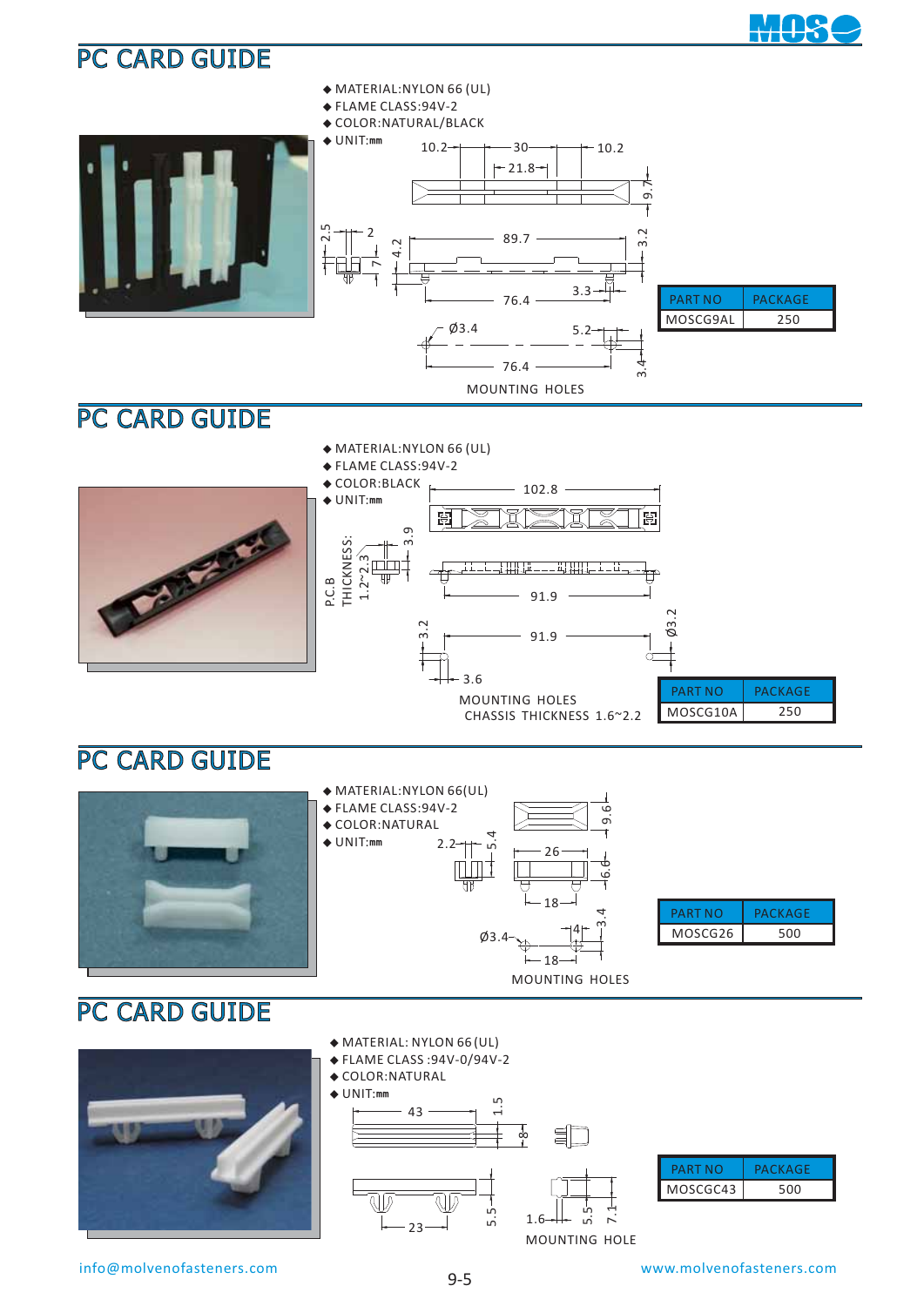# PC CARD GUIDE

- MATERIAL:NYLON 66 (UL)
- FLAME CLASS:94V-2
- COLOR:NATURAL/BLACK
- UNIT:mm

MOUNTING HOLES

| PART NO | PACKAGE |
|---|---|
| MOSCG9AL | 250 |

# PC CARD GUIDE

- MATERIAL:NYLON 66 (UL)
- FLAME CLASS:94V-2
- COLOR:BLACK
- UNIT:mm

P.C.B THICKNESS: 1.2~2.3

MOUNTING HOLES
CHASSIS THICKNESS 1.6~2.2

| PART NO | PACKAGE |
|---|---|
| MOSCG10A | 250 |

# PC CARD GUIDE

- MATERIAL:NYLON 66(UL)
- FLAME CLASS:94V-2
- COLOR:NATURAL
- UNIT:mm

MOUNTING HOLES

| PART NO | PACKAGE |
|---|---|
| MOSCG26 | 500 |

# PC CARD GUIDE

- MATERIAL: NYLON 66 (UL)
- FLAME CLASS :94V-0/94V-2
- COLOR:NATURAL
- UNIT:mm

MOUNTING HOLE

| PART NO | PACKAGE |
|---|---|
| MOSCGC43 | 500 |

info@molvenofasteners.com

www.molvenofasteners.com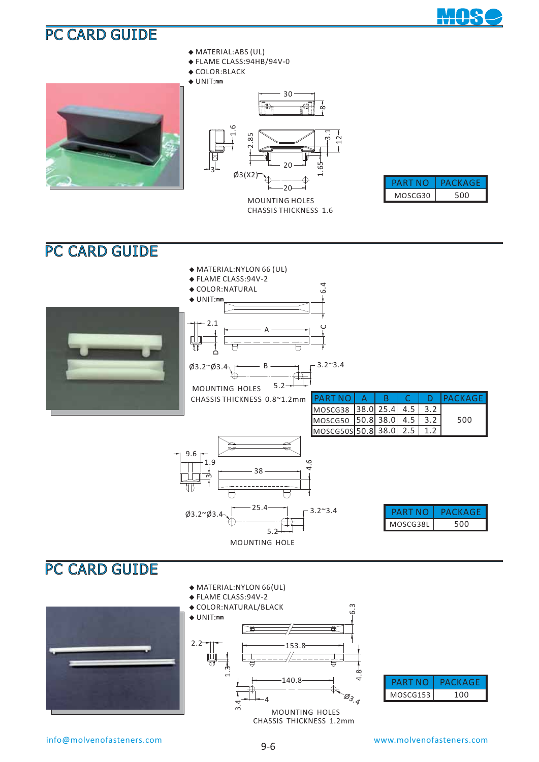# PC CARD GUIDE

- MATERIAL:ABS (UL)
- FLAME CLASS:94HB/94V-0
- COLOR:BLACK
- UNIT:mm

MOUNTING HOLES
CHASSIS THICKNESS 1.6

| PART NO | PACKAGE |
|---|---|
| MOSCG30 | 500 |

# PC CARD GUIDE

- MATERIAL:NYLON 66 (UL)
- FLAME CLASS:94V-2
- COLOR:NATURAL
- UNIT:mm

MOUNTING HOLES
CHASSIS THICKNESS 0.8~1.2mm

| PART NO | A | B | C | D | PACKAGE |
|---|---|---|---|---|---|
| MOSCG38 | 38.0 | 25.4 | 4.5 | 3.2 | 500 |
| MOSCG50 | 50.8 | 38.0 | 4.5 | 3.2 | |
| MOSCG50S | 50.8 | 38.0 | 2.5 | 1.2 | |

MOUNTING HOLE

| PART NO | PACKAGE |
|---|---|
| MOSCG38L | 500 |

# PC CARD GUIDE

- MATERIAL:NYLON 66(UL)
- FLAME CLASS:94V-2
- COLOR:NATURAL/BLACK
- UNIT:mm

MOUNTING HOLES
CHASSIS THICKNESS 1.2mm

| PART NO | PACKAGE |
|---|---|
| MOSCG153 | 100 |

info@molvenofasteners.com www.molvenofasteners.com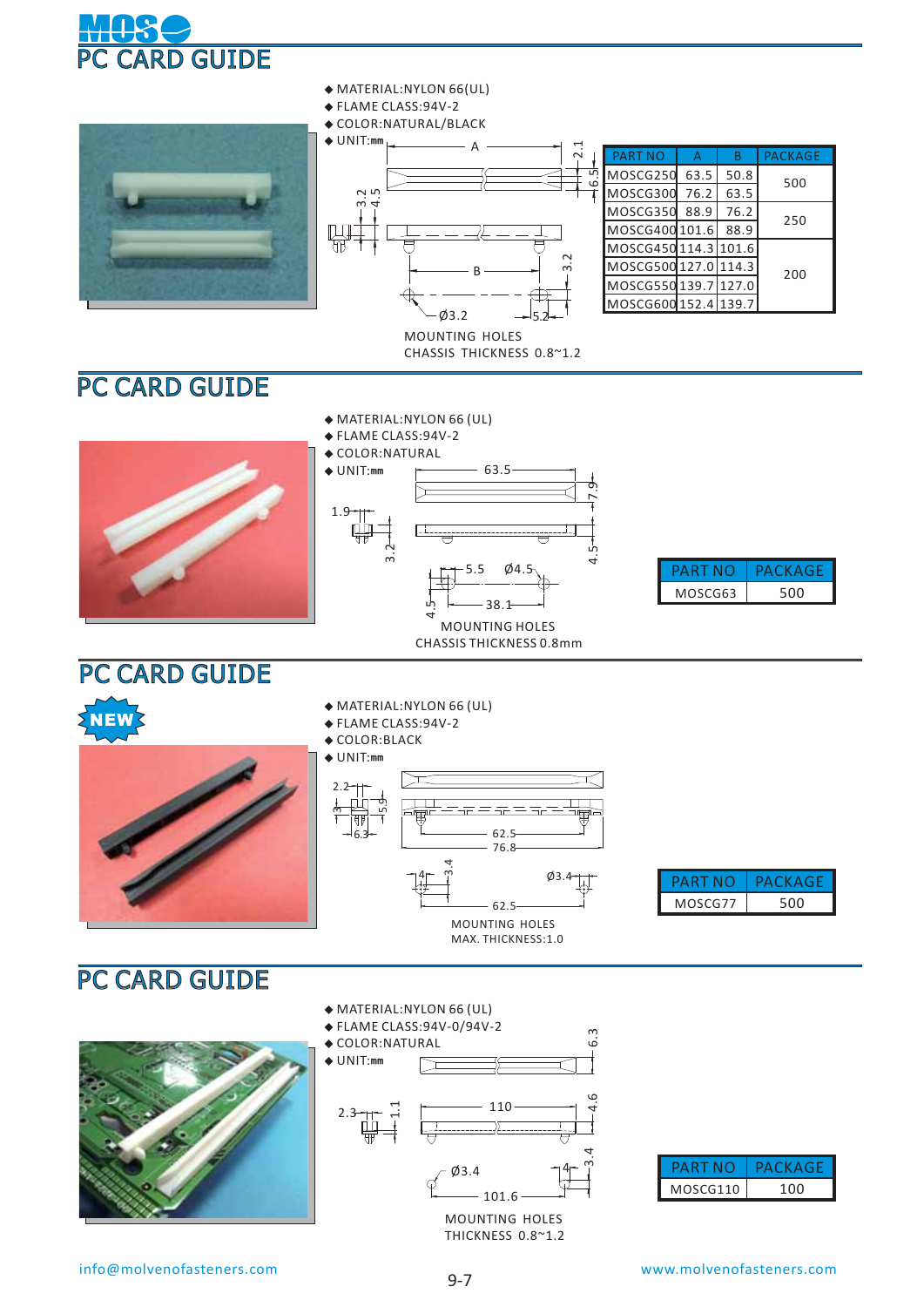# PC CARD GUIDE

- MATERIAL:NYLON 66(UL)
- FLAME CLASS:94V-2
- COLOR:NATURAL/BLACK
- UNIT:mm

MOUNTING HOLES
CHASSIS THICKNESS 0.8~1.2

| PART NO | A | B | PACKAGE |
|---|---|---|---|
| MOSCG250 | 63.5 | 50.8 | 500 |
| MOSCG300 | 76.2 | 63.5 | |
| MOSCG350 | 88.9 | 76.2 | 250 |
| MOSCG400 | 101.6 | 88.9 | |
| MOSCG450 | 114.3 | 101.6 | 200 |
| MOSCG500 | 127.0 | 114.3 | |
| MOSCG550 | 139.7 | 127.0 | |
| MOSCG600 | 152.4 | 139.7 | |

# PC CARD GUIDE

- MATERIAL:NYLON 66 (UL)
- FLAME CLASS:94V-2
- COLOR:NATURAL
- UNIT:mm

MOUNTING HOLES
CHASSIS THICKNESS 0.8mm

| PART NO | PACKAGE |
|---|---|
| MOSCG63 | 500 |

# PC CARD GUIDE

NEW

- MATERIAL:NYLON 66 (UL)
- FLAME CLASS:94V-2
- COLOR:BLACK
- UNIT:mm

MOUNTING HOLES
MAX. THICKNESS:1.0

| PART NO | PACKAGE |
|---|---|
| MOSCG77 | 500 |

# PC CARD GUIDE

- MATERIAL:NYLON 66 (UL)
- FLAME CLASS:94V-0/94V-2
- COLOR:NATURAL
- UNIT:mm

MOUNTING HOLES
THICKNESS 0.8~1.2

| PART NO | PACKAGE |
|---|---|
| MOSCG110 | 100 |

info@molvenofasteners.com www.molvenofasteners.com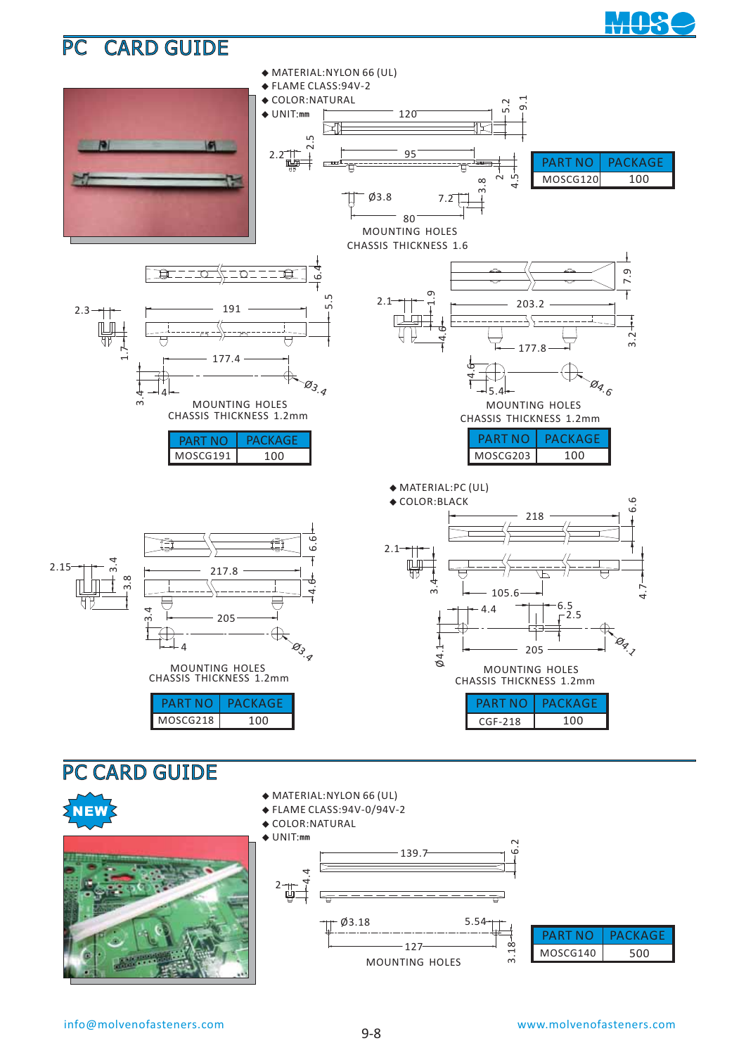# PC CARD GUIDE

- MATERIAL:NYLON 66 (UL)
- FLAME CLASS:94V-2
- COLOR:NATURAL
- UNIT:mm

120, 5.2, 9.1, 2.5, 2.2, 95, 2, 4.5, 3.8, Ø3.8, 7.2, 80

MOUNTING HOLES
CHASSIS THICKNESS 1.6

| PART NO | PACKAGE |
|---|---|
| MOSCG120 | 100 |

6.4, 2.3, 191, 5.5, 1.7, 177.4, 3.4, 4, Ø3.4

MOUNTING HOLES
CHASSIS THICKNESS 1.2mm

| PART NO | PACKAGE |
|---|---|
| MOSCG191 | 100 |

7.9, 2.1, 1.9, 203.2, 4.6, 3.2, 177.8, 4.6, 5.4, Ø4.6

MOUNTING HOLES
CHASSIS THICKNESS 1.2mm

| PART NO | PACKAGE |
|---|---|
| MOSCG203 | 100 |

6.6, 2.15, 3.4, 3.8, 217.8, 4.6, 3.4, 205, 4, Ø3.4

MOUNTING HOLES
CHASSIS THICKNESS 1.2mm

| PART NO | PACKAGE |
|---|---|
| MOSCG218 | 100 |

- MATERIAL:PC (UL)
- COLOR:BLACK

218, 6.6, 2.1, 3.4, 4.7, 105.6, 4.4, 6.5, 2.5, Ø4.1, 205, Ø4.1

MOUNTING HOLES
CHASSIS THICKNESS 1.2mm

| PART NO | PACKAGE |
|---|---|
| CGF-218 | 100 |

# PC CARD GUIDE

NEW

- MATERIAL:NYLON 66 (UL)
- FLAME CLASS:94V-0/94V-2
- COLOR:NATURAL
- UNIT:mm

139.7, 6.2, 2, 4.4, Ø3.18, 5.54, 127, 3.18

MOUNTING HOLES

| PART NO | PACKAGE |
|---|---|
| MOSCG140 | 500 |

info@molvenofasteners.com www.molvenofasteners.com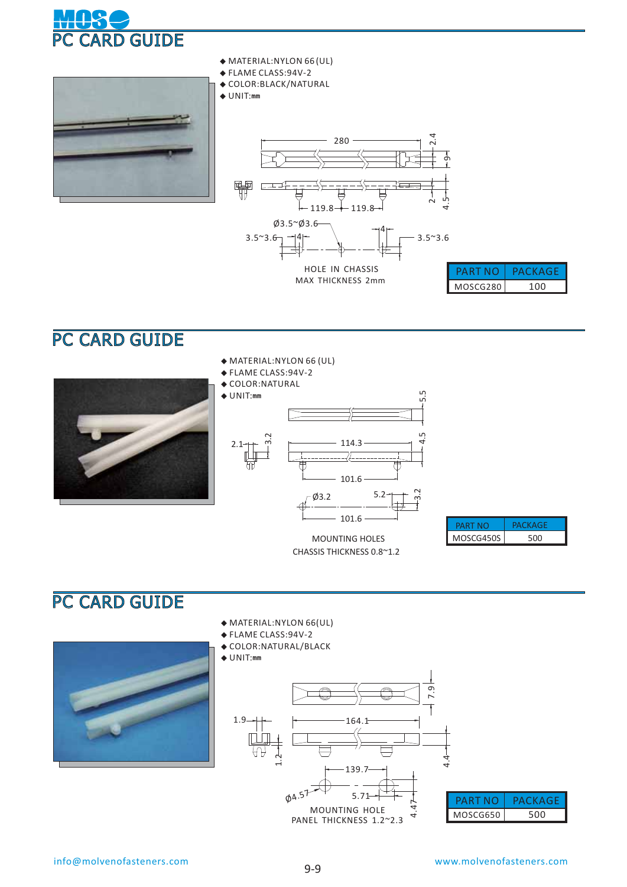# PC CARD GUIDE

- MATERIAL:NYLON 66(UL)
- FLAME CLASS:94V-2
- COLOR:BLACK/NATURAL
- UNIT:mm

280, 2.4, 9, 2, 4.5, 119.8, 119.8

Ø3.5~Ø3.6, 3.5~3.6, 4, 4, 3.5~3.6

HOLE IN CHASSIS
MAX THICKNESS 2mm

| PART NO | PACKAGE |
|---|---|
| MOSCG280 | 100 |

# PC CARD GUIDE

- MATERIAL:NYLON 66 (UL)
- FLAME CLASS:94V-2
- COLOR:NATURAL
- UNIT:mm

5.5, 2.1, 3.2, 114.3, 4.5, 101.6

Ø3.2, 5.2, 3.2, 101.6

MOUNTING HOLES
CHASSIS THICKNESS 0.8~1.2

| PART NO | PACKAGE |
|---|---|
| MOSCG450S | 500 |

# PC CARD GUIDE

- MATERIAL:NYLON 66(UL)
- FLAME CLASS:94V-2
- COLOR:NATURAL/BLACK
- UNIT:mm

7.9, 1.9, 164.1, 1.2, 4.4, 139.7

Ø4.57, 5.71, 4.47

MOUNTING HOLE
PANEL THICKNESS 1.2~2.3

| PART NO | PACKAGE |
|---|---|
| MOSCG650 | 500 |

info@molvenofasteners.com www.molvenofasteners.com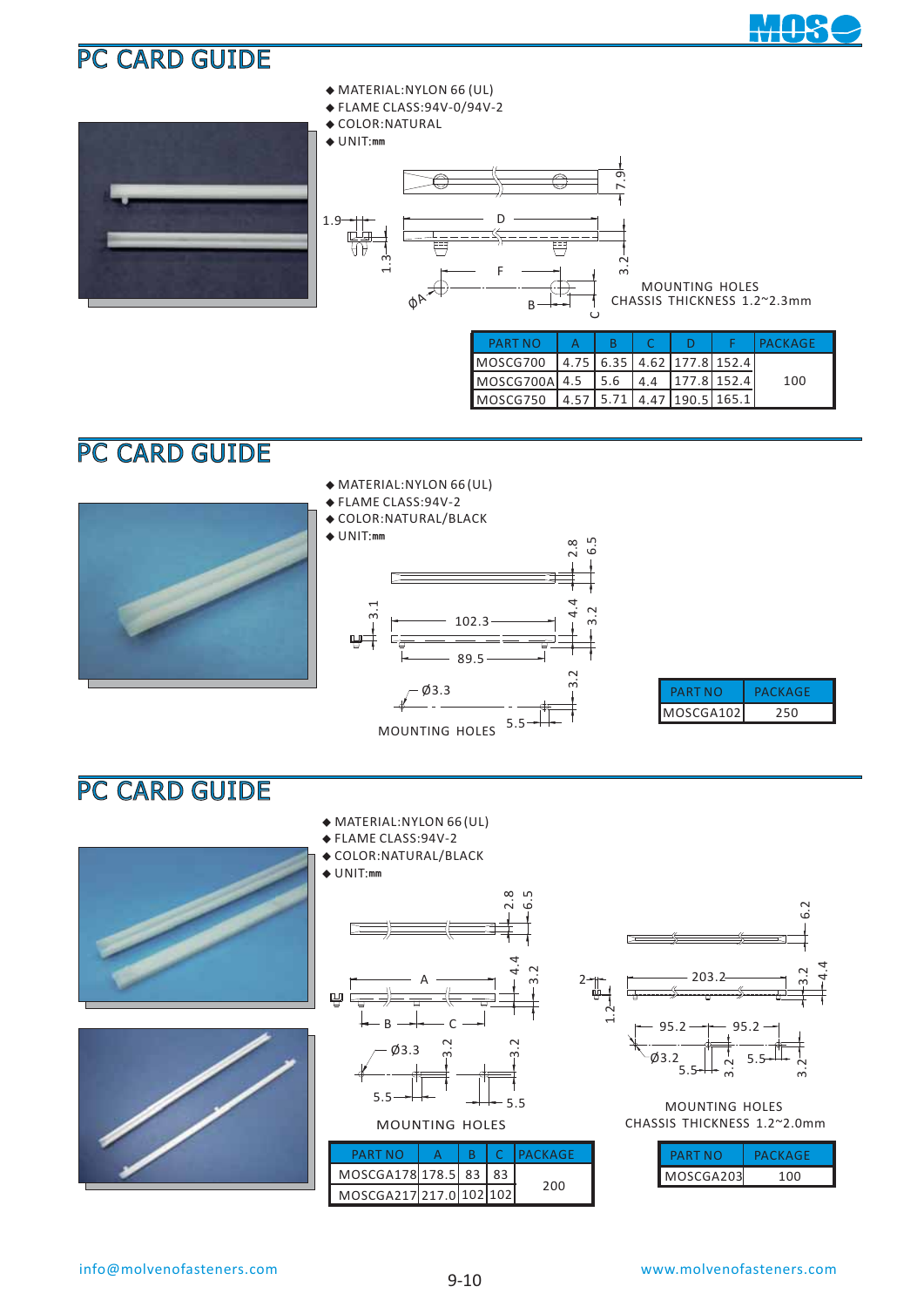# PC CARD GUIDE

- MATERIAL:NYLON 66 (UL)
- FLAME CLASS:94V-0/94V-2
- COLOR:NATURAL
- UNIT:mm

MOUNTING HOLES
CHASSIS THICKNESS 1.2~2.3mm

| PART NO | A | B | C | D | F | PACKAGE |
|---|---|---|---|---|---|---|
| MOSCG700 | 4.75 | 6.35 | 4.62 | 177.8 | 152.4 | 100 |
| MOSCG700A | 4.5 | 5.6 | 4.4 | 177.8 | 152.4 | |
| MOSCG750 | 4.57 | 5.71 | 4.47 | 190.5 | 165.1 | |

# PC CARD GUIDE

- MATERIAL:NYLON 66 (UL)
- FLAME CLASS:94V-2
- COLOR:NATURAL/BLACK
- UNIT:mm

MOUNTING HOLES

| PART NO | PACKAGE |
|---|---|
| MOSCGA102 | 250 |

# PC CARD GUIDE

- MATERIAL:NYLON 66 (UL)
- FLAME CLASS:94V-2
- COLOR:NATURAL/BLACK
- UNIT:mm

MOUNTING HOLES

| PART NO | A | B | C | PACKAGE |
|---|---|---|---|---|
| MOSCGA178 | 178.5 | 83 | 83 | 200 |
| MOSCGA217 | 217.0 | 102 | 102 | |

MOUNTING HOLES
CHASSIS THICKNESS 1.2~2.0mm

| PART NO | PACKAGE |
|---|---|
| MOSCGA203 | 100 |

info@molvenofasteners.com

www.molvenofasteners.com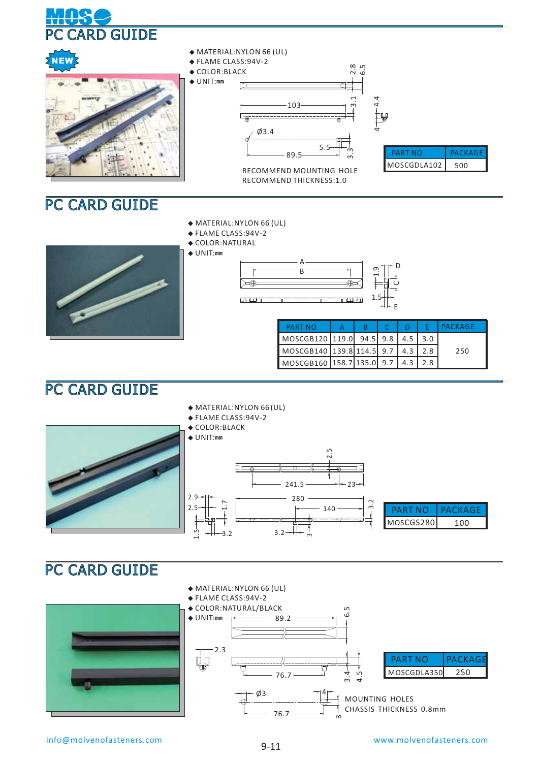# PC CARD GUIDE

NEW

- MATERIAL:NYLON 66 (UL)
- FLAME CLASS:94V-2
- COLOR:BLACK
- UNIT:mm

RECOMMEND MOUNTING HOLE
RECOMMEND THICKNESS:1.0

| PART NO | PACKAGE |
|---|---|
| MOSCGDLA102 | 500 |

# PC CARD GUIDE

- MATERIAL:NYLON 66 (UL)
- FLAME CLASS:94V-2
- COLOR:NATURAL
- UNIT:mm

| PART NO | A | B | C | D | E | PACKAGE |
|---|---|---|---|---|---|---|
| MOSCGB120 | 119.0 | 94.5 | 9.8 | 4.5 | 3.0 | 250 |
| MOSCGB140 | 139.8 | 114.5 | 9.7 | 4.3 | 2.8 | |
| MOSCGB160 | 158.7 | 135.0 | 9.7 | 4.3 | 2.8 | |

# PC CARD GUIDE

- MATERIAL:NYLON 66 (UL)
- FLAME CLASS:94V-2
- COLOR:BLACK
- UNIT:mm

| PART NO | PACKAGE |
|---|---|
| MOSCGS280 | 100 |

# PC CARD GUIDE

- MATERIAL:NYLON 66 (UL)
- FLAME CLASS:94V-2
- COLOR:NATURAL/BLACK
- UNIT:mm

MOUNTING HOLES
CHASSIS THICKNESS 0.8mm

| PART NO | PACKAGE |
|---|---|
| MOSCGDLA350 | 250 |

info@molvenofasteners.com

www.molvenofasteners.com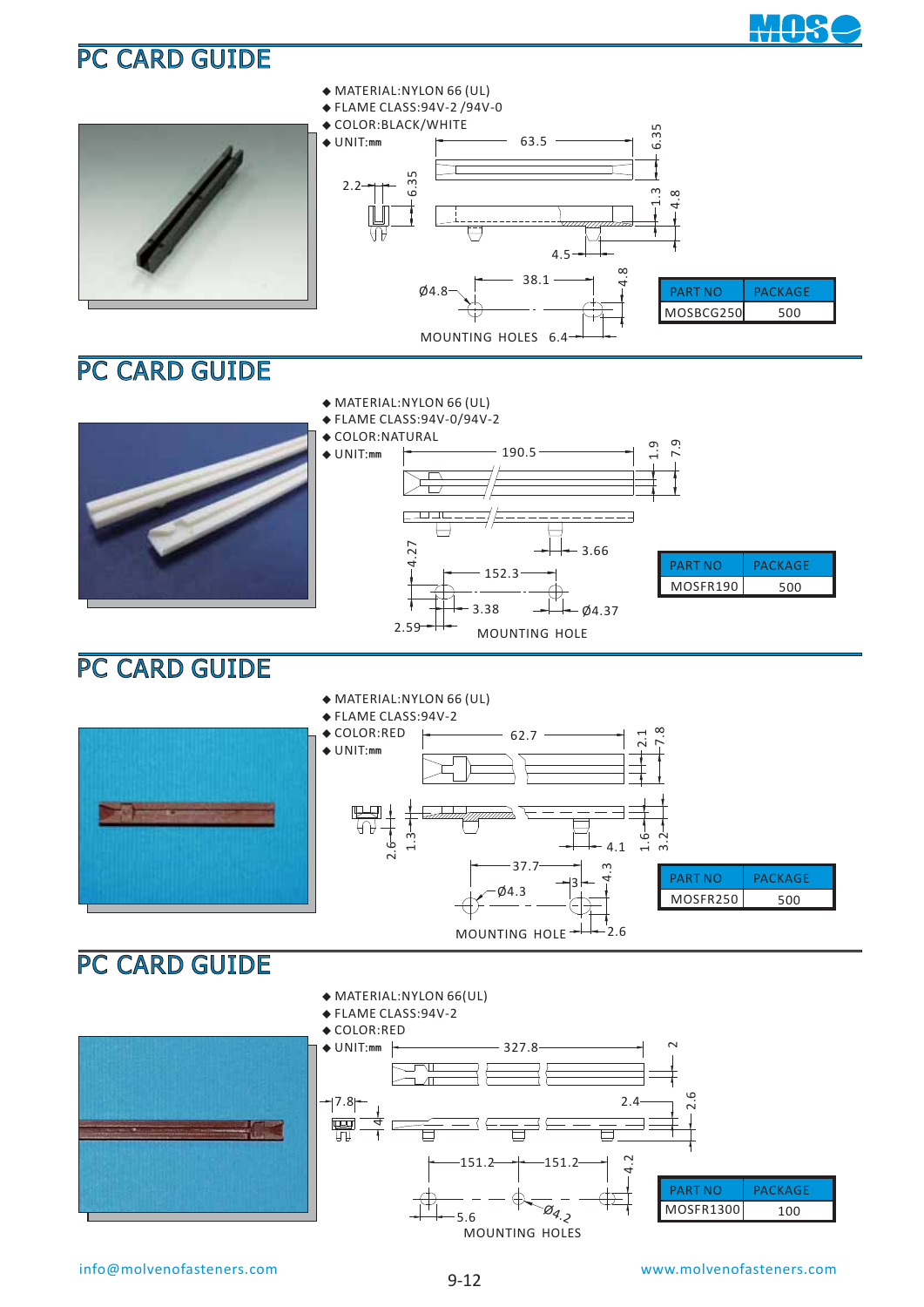## PC CARD GUIDE

- MATERIAL:NYLON 66 (UL)
- FLAME CLASS:94V-2 /94V-0
- COLOR:BLACK/WHITE
- UNIT:mm

63.5 6.35 2.2 6.35 1.3 4.8 4.5

Ø4.8 38.1 4.8

MOUNTING HOLES 6.4

| PART NO | PACKAGE |
|---|---|
| MOSBCG250 | 500 |

## PC CARD GUIDE

- MATERIAL:NYLON 66 (UL)
- FLAME CLASS:94V-0/94V-2
- COLOR:NATURAL
- UNIT:mm

190.5 1.9 7.9

4.27 3.66 152.3

3.38 Ø4.37

2.59

MOUNTING HOLE

| PART NO | PACKAGE |
|---|---|
| MOSFR190 | 500 |

## PC CARD GUIDE

- MATERIAL:NYLON 66 (UL)
- FLAME CLASS:94V-2
- COLOR:RED
- UNIT:mm

62.7 2.1 7.8

2.6 1.3 4.1 1.6 3.2

37.7 4.3 Ø4.3 3

MOUNTING HOLE 2.6

| PART NO | PACKAGE |
|---|---|
| MOSFR250 | 500 |

## PC CARD GUIDE

- MATERIAL:NYLON 66(UL)
- FLAME CLASS:94V-2
- COLOR:RED
- UNIT:mm

327.8 2

7.8 4 2.4 2.6

151.2 151.2 4.2

5.6 Ø4.2

MOUNTING HOLES

| PART NO | PACKAGE |
|---|---|
| MOSFR1300 | 100 |

info@molvenofasteners.com

www.molvenofasteners.com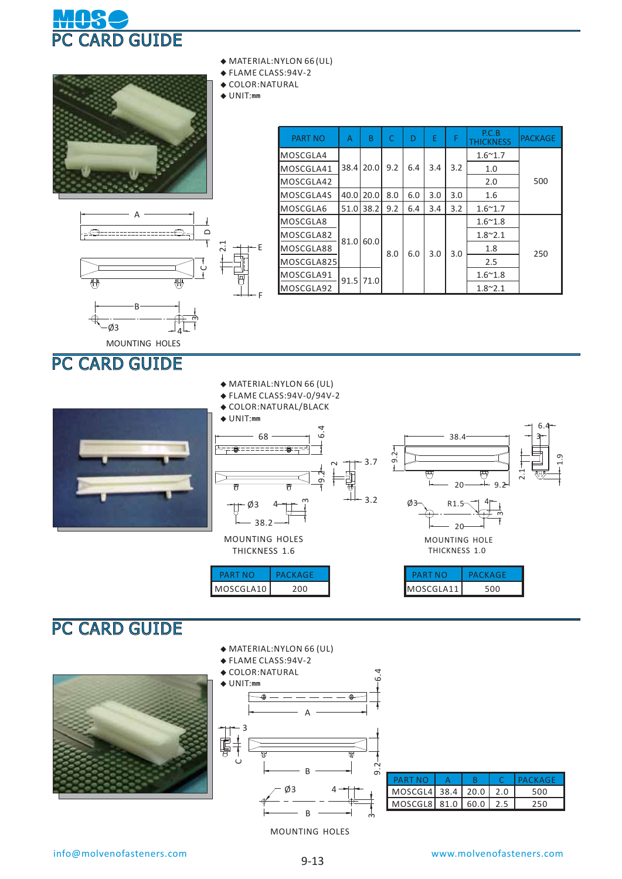# PC CARD GUIDE

- MATERIAL:NYLON 66(UL)
- FLAME CLASS:94V-2
- COLOR:NATURAL
- UNIT:mm

| PART NO | A | B | C | D | E | F | P.C.B THICKNESS | PACKAGE |
|---|---|---|---|---|---|---|---|---|
| MOSCGLA4 | 38.4 | 20.0 | 9.2 | 6.4 | 3.4 | 3.2 | 1.6~1.7 | 500 |
| MOSCGLA41 | | | | | | | 1.0 | |
| MOSCGLA42 | | | | | | | 2.0 | |
| MOSCGLA4S | 40.0 | 20.0 | 8.0 | 6.0 | 3.0 | 3.0 | 1.6 | |
| MOSCGLA6 | 51.0 | 38.2 | 9.2 | 6.4 | 3.4 | 3.2 | 1.6~1.7 | |
| MOSCGLA8 | 81.0 | 60.0 | 8.0 | 6.0 | 3.0 | 3.0 | 1.6~1.8 | 250 |
| MOSCGLA82 | | | | | | | 1.8~2.1 | |
| MOSCGLA88 | | | | | | | 1.8 | |
| MOSCGLA825 | | | | | | | 2.5 | |
| MOSCGLA91 | 91.5 | 71.0 | | | | | 1.6~1.8 | |
| MOSCGLA92 | | | | | | | 1.8~2.1 | |

MOUNTING HOLES

# PC CARD GUIDE

- MATERIAL:NYLON 66 (UL)
- FLAME CLASS:94V-0/94V-2
- COLOR:NATURAL/BLACK
- UNIT:mm

MOUNTING HOLES
THICKNESS 1.6

| PART NO | PACKAGE |
|---|---|
| MOSCGLA10 | 200 |

MOUNTING HOLE
THICKNESS 1.0

| PART NO | PACKAGE |
|---|---|
| MOSCGLA11 | 500 |

# PC CARD GUIDE

- MATERIAL:NYLON 66 (UL)
- FLAME CLASS:94V-2
- COLOR:NATURAL
- UNIT:mm

MOUNTING HOLES

| PART NO | A | B | C | PACKAGE |
|---|---|---|---|---|
| MOSCGL4 | 38.4 | 20.0 | 2.0 | 500 |
| MOSCGL8 | 81.0 | 60.0 | 2.5 | 250 |

info@molvenofasteners.com

www.molvenofasteners.com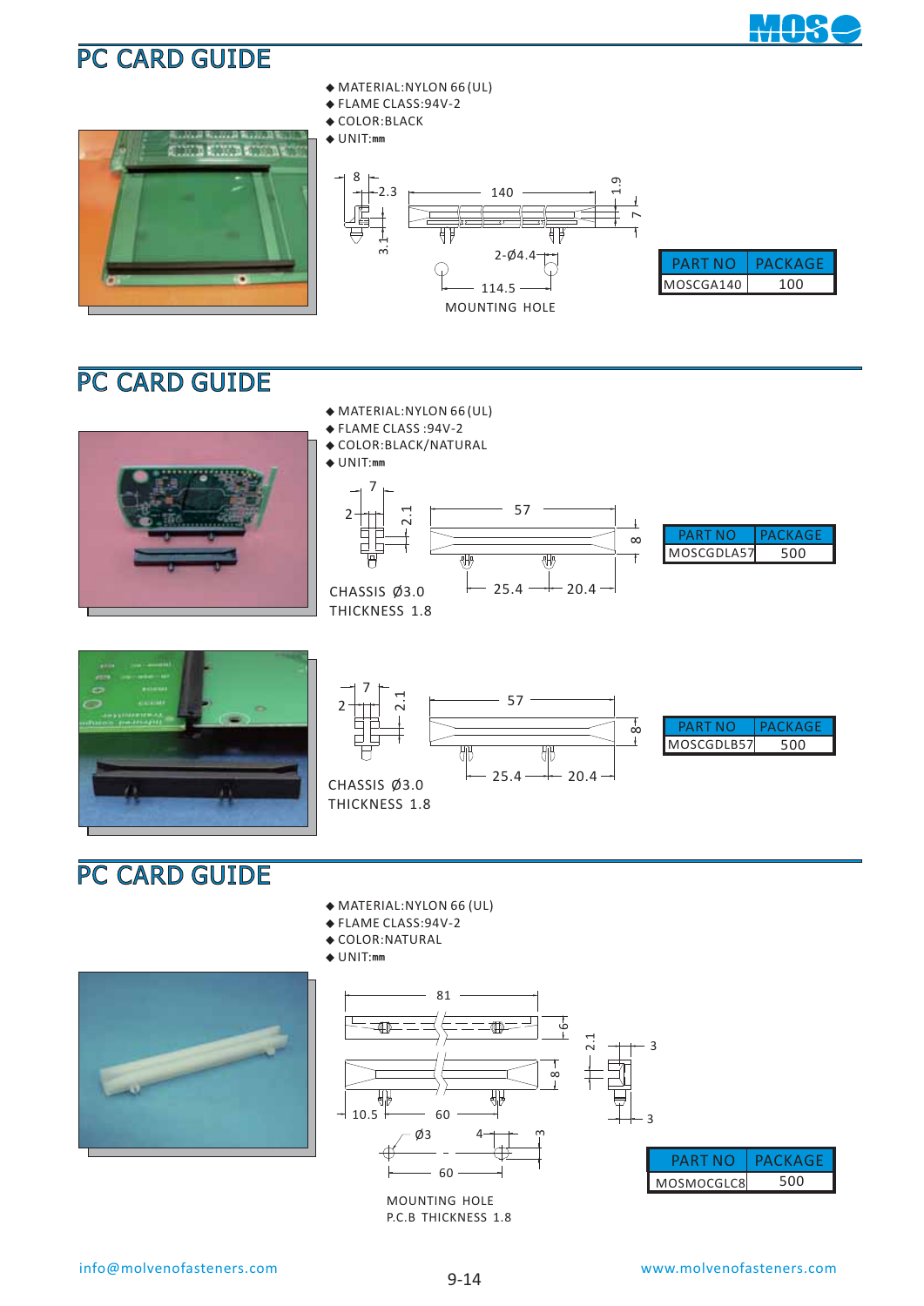## PC CARD GUIDE

- MATERIAL:NYLON 66 (UL)
- FLAME CLASS:94V-2
- COLOR:BLACK
- UNIT:mm

8, 2.3, 140, 1.9, 7, 3.1, 2-Ø4.4, 114.5

MOUNTING HOLE

| PART NO | PACKAGE |
|---|---|
| MOSCGA140 | 100 |

## PC CARD GUIDE

- MATERIAL:NYLON 66 (UL)
- FLAME CLASS :94V-2
- COLOR:BLACK/NATURAL
- UNIT:mm

7, 2, 2.1, 57, 8, 25.4, 20.4

CHASSIS Ø3.0
THICKNESS 1.8

| PART NO | PACKAGE |
|---|---|
| MOSCGDLA57 | 500 |

7, 2, 2.1, 57, 8, 25.4, 20.4

CHASSIS Ø3.0
THICKNESS 1.8

| PART NO | PACKAGE |
|---|---|
| MOSCGDLB57 | 500 |

## PC CARD GUIDE

- MATERIAL:NYLON 66 (UL)
- FLAME CLASS:94V-2
- COLOR:NATURAL
- UNIT:mm

81, 6, 8, 2.1, 3, 3, 10.5, 60, Ø3, 4, 3, 60

MOUNTING HOLE
P.C.B THICKNESS 1.8

| PART NO | PACKAGE |
|---|---|
| MOSMOCGLC8 | 500 |

info@molvenofasteners.com

www.molvenofasteners.com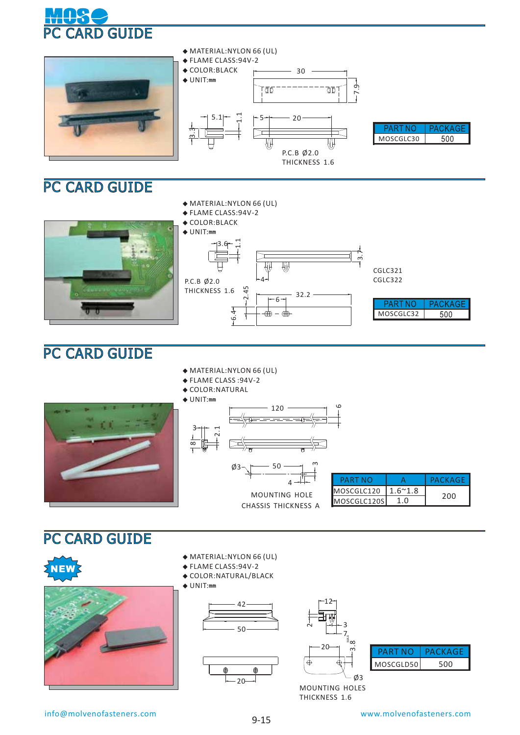# PC CARD GUIDE

- MATERIAL:NYLON 66 (UL)
- FLAME CLASS:94V-2
- COLOR:BLACK
- UNIT:mm

30
7.9
5.1
1.1
3.3
5
20

P.C.B Ø2.0
THICKNESS 1.6

| PART NO | PACKAGE |
| --- | --- |
| MOSCGLC30 | 500 |

# PC CARD GUIDE

- MATERIAL:NYLON 66 (UL)
- FLAME CLASS:94V-2
- COLOR:BLACK
- UNIT:mm

3.6
1.1
3.7
4

P.C.B Ø2.0
THICKNESS 1.6

2.45
6
32.2
6.4

CGLC321
CGLC322

| PART NO | PACKAGE |
| --- | --- |
| MOSCGLC32 | 500 |

# PC CARD GUIDE

- MATERIAL:NYLON 66 (UL)
- FLAME CLASS :94V-2
- COLOR:NATURAL
- UNIT:mm

120
6
3
2.1
8

Ø3
50
3
4

MOUNTING HOLE
CHASSIS THICKNESS A

| PART NO | A | PACKAGE |
| --- | --- | --- |
| MOSCGLC120 | 1.6~1.8 | 200 |
| MOSCGLC120S | 1.0 | |

# PC CARD GUIDE

NEW

- MATERIAL:NYLON 66 (UL)
- FLAME CLASS:94V-2
- COLOR:NATURAL/BLACK
- UNIT:mm

42
50
20
12
2
3
7
MAX
3.8
20
Ø3

MOUNTING HOLES
THICKNESS 1.6

| PART NO | PACKAGE |
| --- | --- |
| MOSCGLD50 | 500 |

info@molvenofasteners.com

www.molvenofasteners.com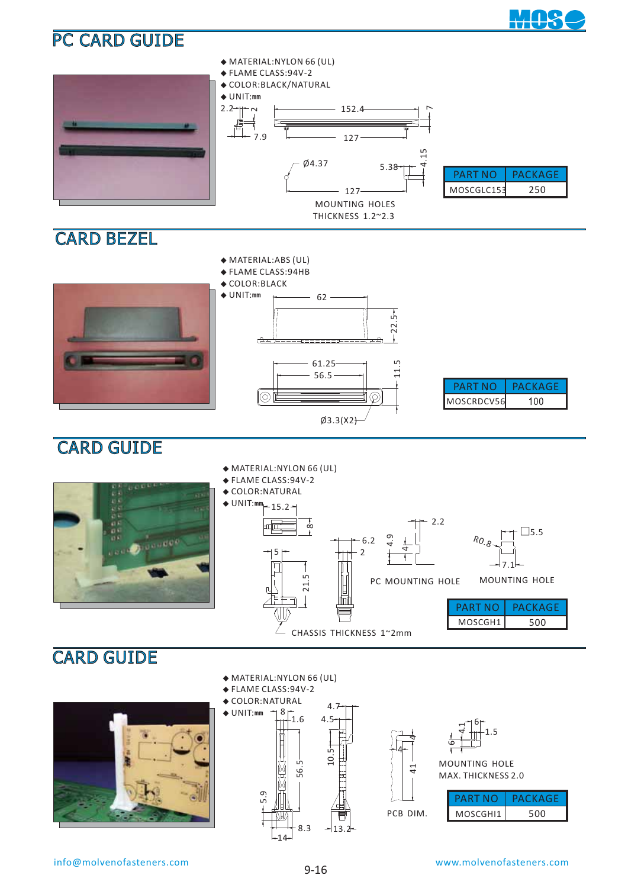# PC CARD GUIDE

- MATERIAL:NYLON 66 (UL)
- FLAME CLASS:94V-2
- COLOR:BLACK/NATURAL
- UNIT:mm

2.2 2 7.9 152.4 127 7

Ø4.37 5.38 4.15 127

MOUNTING HOLES
THICKNESS 1.2~2.3

| PART NO | PACKAGE |
|---|---|
| MOSCGLC153 | 250 |

# CARD BEZEL

- MATERIAL:ABS (UL)
- FLAME CLASS:94HB
- COLOR:BLACK
- UNIT:mm

62 22.5

61.25 56.5 11.5

Ø3.3(X2)

| PART NO | PACKAGE |
|---|---|
| MOSCRDCV56 | 100 |

# CARD GUIDE

- MATERIAL:NYLON 66 (UL)
- FLAME CLASS:94V-2
- COLOR:NATURAL
- UNIT:mm

15.2 8 5 21.5 6.2 2 4.9 4 2.2 R0.8 □5.5 7.1

PC MOUNTING HOLE

MOUNTING HOLE

CHASSIS THICKNESS 1~2mm

| PART NO | PACKAGE |
|---|---|
| MOSCGH1 | 500 |

# CARD GUIDE

- MATERIAL:NYLON 66 (UL)
- FLAME CLASS:94V-2
- COLOR:NATURAL
- UNIT:mm

8 1.6 56.5 5.9 8.3 14 4.7 4.5 10.5 13.2 4 4 41 6 4.1 1.5 6

PCB DIM.

MOUNTING HOLE
MAX. THICKNESS 2.0

| PART NO | PACKAGE |
|---|---|
| MOSCGHI1 | 500 |

info@molvenofasteners.com www.molvenofasteners.com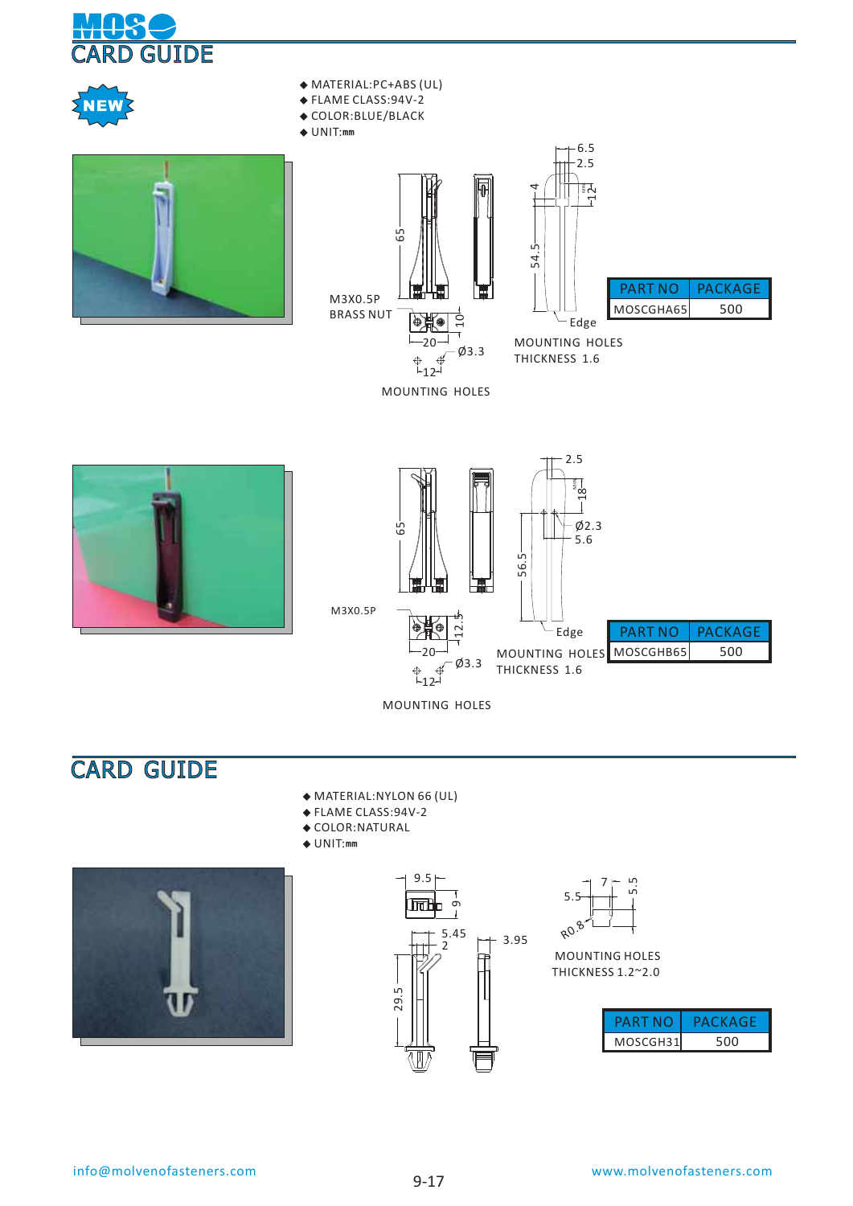# CARD GUIDE

NEW

- MATERIAL:PC+ABS (UL)
- FLAME CLASS:94V-2
- COLOR:BLUE/BLACK
- UNIT:mm

M3X0.5P BRASS NUT

MOUNTING HOLES

MOUNTING HOLES THICKNESS 1.6

| PART NO | PACKAGE |
|---|---|
| MOSCGHA65 | 500 |

M3X0.5P

MOUNTING HOLES

MOUNTING HOLES THICKNESS 1.6

| PART NO | PACKAGE |
|---|---|
| MOSCGHB65 | 500 |

# CARD GUIDE

- MATERIAL:NYLON 66 (UL)
- FLAME CLASS:94V-2
- COLOR:NATURAL
- UNIT:mm

MOUNTING HOLES THICKNESS 1.2~2.0

| PART NO | PACKAGE |
|---|---|
| MOSCGH31 | 500 |

info@molvenofasteners.com

www.molvenofasteners.com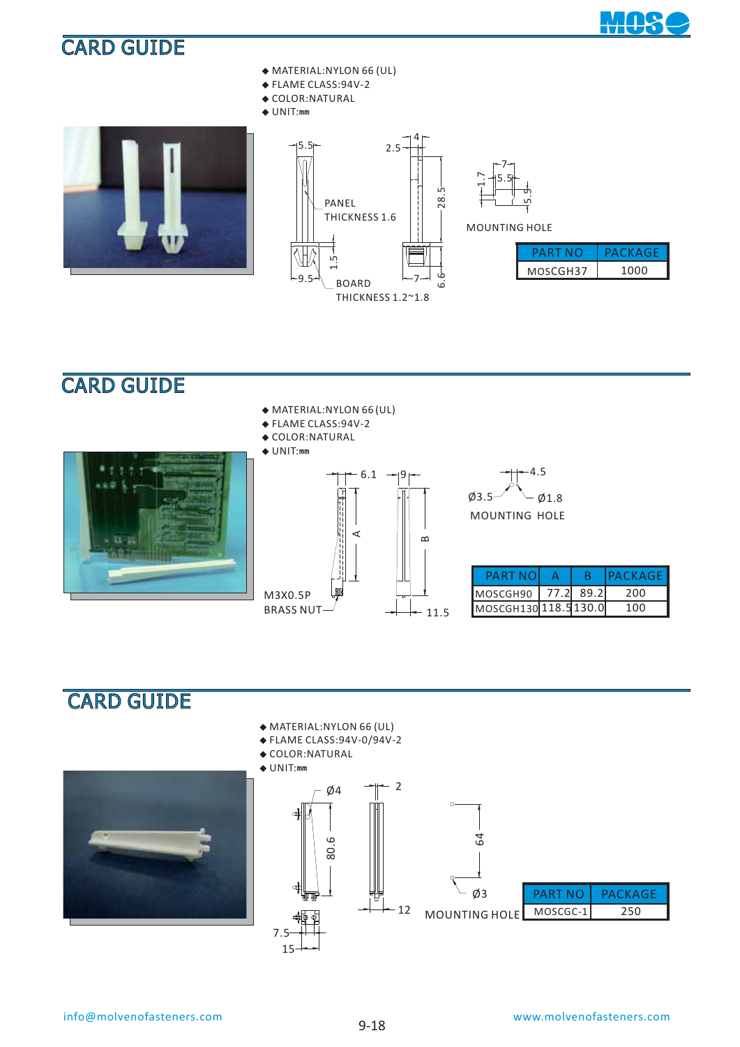# CARD GUIDE

- MATERIAL:NYLON 66 (UL)
- FLAME CLASS:94V-2
- COLOR:NATURAL
- UNIT:mm

5.5 2.5 4

PANEL THICKNESS 1.6

28.5

1.5

9.5 BOARD THICKNESS 1.2~1.8 7 6.6

7 5.5 1.7 5.5

MOUNTING HOLE

| PART NO | PACKAGE |
|---|---|
| MOSCGH37 | 1000 |

# CARD GUIDE

- MATERIAL:NYLON 66 (UL)
- FLAME CLASS:94V-2
- COLOR:NATURAL
- UNIT:mm

6.1 9 A B

M3X0.5P BRASS NUT 11.5

4.5 Ø3.5 Ø1.8

MOUNTING HOLE

| PART NO | A | B | PACKAGE |
|---|---|---|---|
| MOSCGH90 | 77.2 | 89.2 | 200 |
| MOSCGH130 | 118.5 | 130.0 | 100 |

# CARD GUIDE

- MATERIAL:NYLON 66 (UL)
- FLAME CLASS:94V-0/94V-2
- COLOR:NATURAL
- UNIT:mm

Ø4 2 80.6 12 7.5 15

64 Ø3

MOUNTING HOLE

| PART NO | PACKAGE |
|---|---|
| MOSCGC-1 | 250 |

info@molvenofasteners.com www.molvenofasteners.com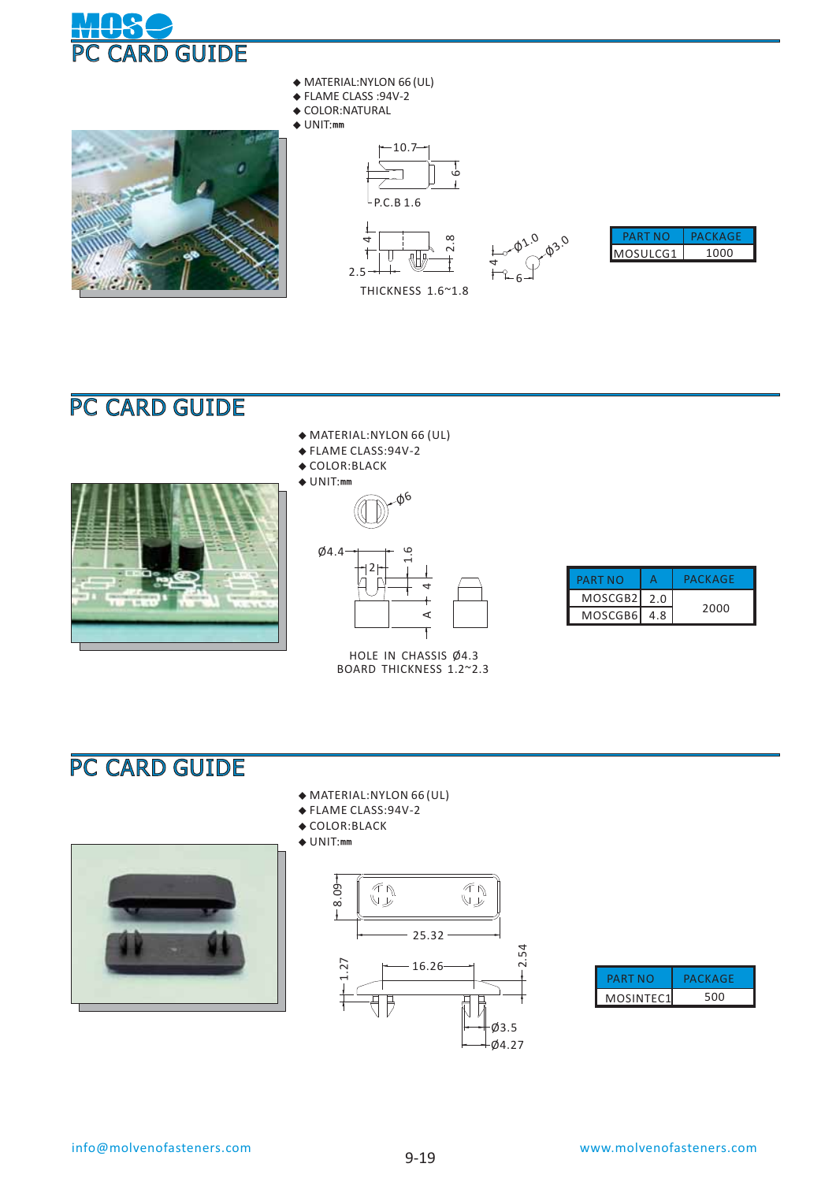# PC CARD GUIDE

- MATERIAL:NYLON 66 (UL)
- FLAME CLASS :94V-2
- COLOR:NATURAL
- UNIT:mm

10.7
6
P.C.B 1.6
4
2.8
2.5
THICKNESS 1.6~1.8
Ø1.0
Ø3.0
4
6

| PART NO | PACKAGE |
|---|---|
| MOSULCG1 | 1000 |

# PC CARD GUIDE

- MATERIAL:NYLON 66 (UL)
- FLAME CLASS:94V-2
- COLOR:BLACK
- UNIT:mm

Ø6
Ø4.4
2
1.6
4
A

HOLE IN CHASSIS Ø4.3
BOARD THICKNESS 1.2~2.3

| PART NO | A | PACKAGE |
|---|---|---|
| MOSCGB2 | 2.0 | 2000 |
| MOSCGB6 | 4.8 | |

# PC CARD GUIDE

- MATERIAL:NYLON 66 (UL)
- FLAME CLASS:94V-2
- COLOR:BLACK
- UNIT:mm

8.09
25.32
1.27
16.26
2.54
Ø3.5
Ø4.27

| PART NO | PACKAGE |
|---|---|
| MOSINTEC1 | 500 |

info@molvenofasteners.com www.molvenofasteners.com